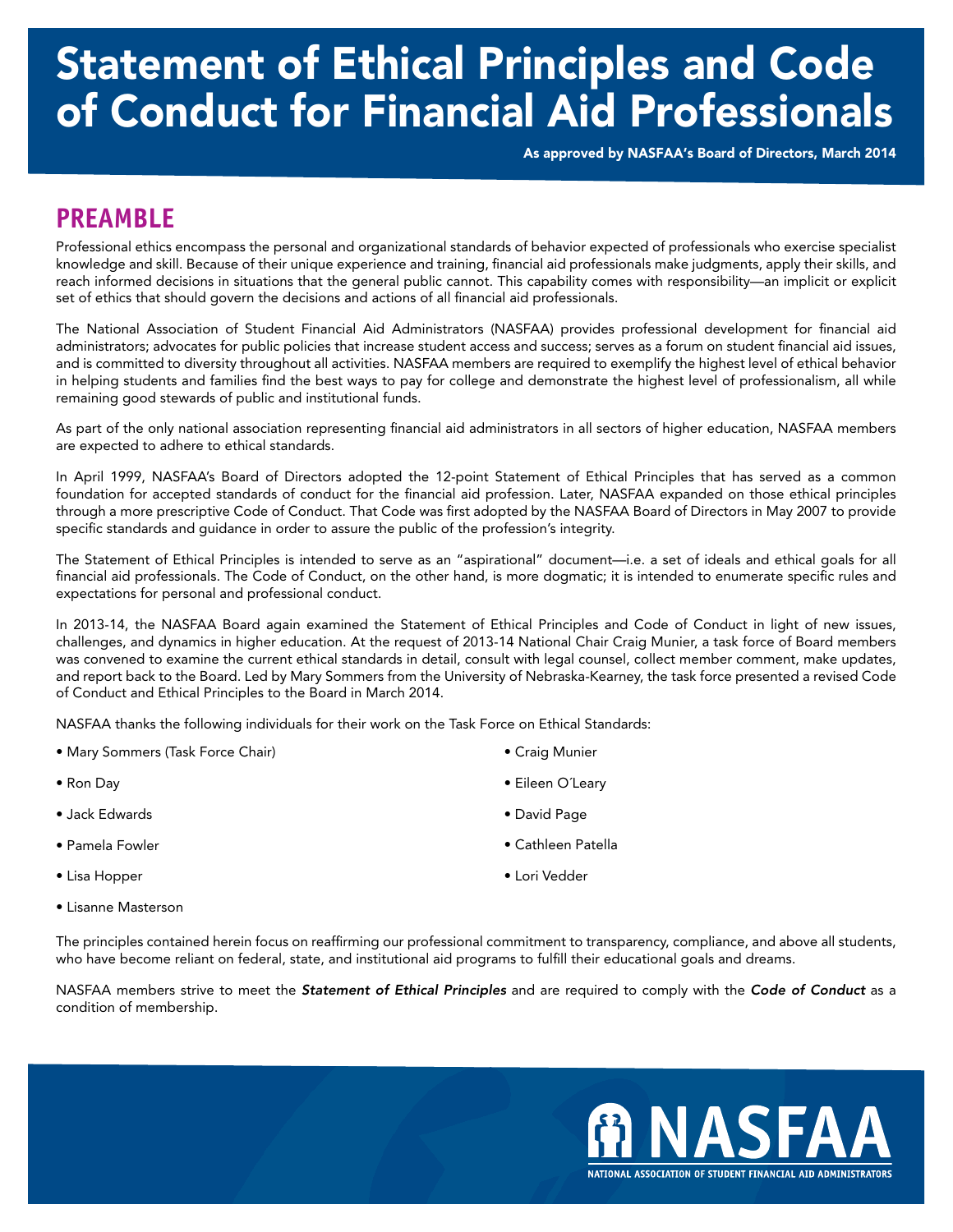# Statement of Ethical Principles and Code of Conduct for Financial Aid Professionals

As approved by NASFAA's Board of Directors, March 2014

## PREAMBLE

Professional ethics encompass the personal and organizational standards of behavior expected of professionals who exercise specialist knowledge and skill. Because of their unique experience and training, financial aid professionals make judgments, apply their skills, and reach informed decisions in situations that the general public cannot. This capability comes with responsibility—an implicit or explicit set of ethics that should govern the decisions and actions of all financial aid professionals.

The National Association of Student Financial Aid Administrators (NASFAA) provides professional development for financial aid administrators; advocates for public policies that increase student access and success; serves as a forum on student financial aid issues, and is committed to diversity throughout all activities. NASFAA members are required to exemplify the highest level of ethical behavior in helping students and families find the best ways to pay for college and demonstrate the highest level of professionalism, all while remaining good stewards of public and institutional funds.

As part of the only national association representing financial aid administrators in all sectors of higher education, NASFAA members are expected to adhere to ethical standards.

In April 1999, NASFAA's Board of Directors adopted the 12-point Statement of Ethical Principles that has served as a common foundation for accepted standards of conduct for the financial aid profession. Later, NASFAA expanded on those ethical principles through a more prescriptive Code of Conduct. That Code was first adopted by the NASFAA Board of Directors in May 2007 to provide specific standards and guidance in order to assure the public of the profession's integrity.

The Statement of Ethical Principles is intended to serve as an "aspirational" document—i.e. a set of ideals and ethical goals for all financial aid professionals. The Code of Conduct, on the other hand, is more dogmatic; it is intended to enumerate specific rules and expectations for personal and professional conduct.

In 2013-14, the NASFAA Board again examined the Statement of Ethical Principles and Code of Conduct in light of new issues, challenges, and dynamics in higher education. At the request of 2013-14 National Chair Craig Munier, a task force of Board members was convened to examine the current ethical standards in detail, consult with legal counsel, collect member comment, make updates, and report back to the Board. Led by Mary Sommers from the University of Nebraska-Kearney, the task force presented a revised Code of Conduct and Ethical Principles to the Board in March 2014.

NASFAA thanks the following individuals for their work on the Task Force on Ethical Standards:

- Mary Sommers (Task Force Chair)
- Ron Day
- Jack Edwards
- Pamela Fowler
- Lisa Hopper
- Lisanne Masterson
- Craig Munier
- Eileen O´Leary
- David Page
- Cathleen Patella
- Lori Vedder

The principles contained herein focus on reaffirming our professional commitment to transparency, compliance, and above all students, who have become reliant on federal, state, and institutional aid programs to fulfill their educational goals and dreams.

NASFAA members strive to meet the ***Statement of Ethical Principles*** and are required to comply with the ***Code of Conduct*** as a condition of membership.

NASFAA
NATIONAL ASSOCIATION OF STUDENT FINANCIAL AID ADMINISTRATORS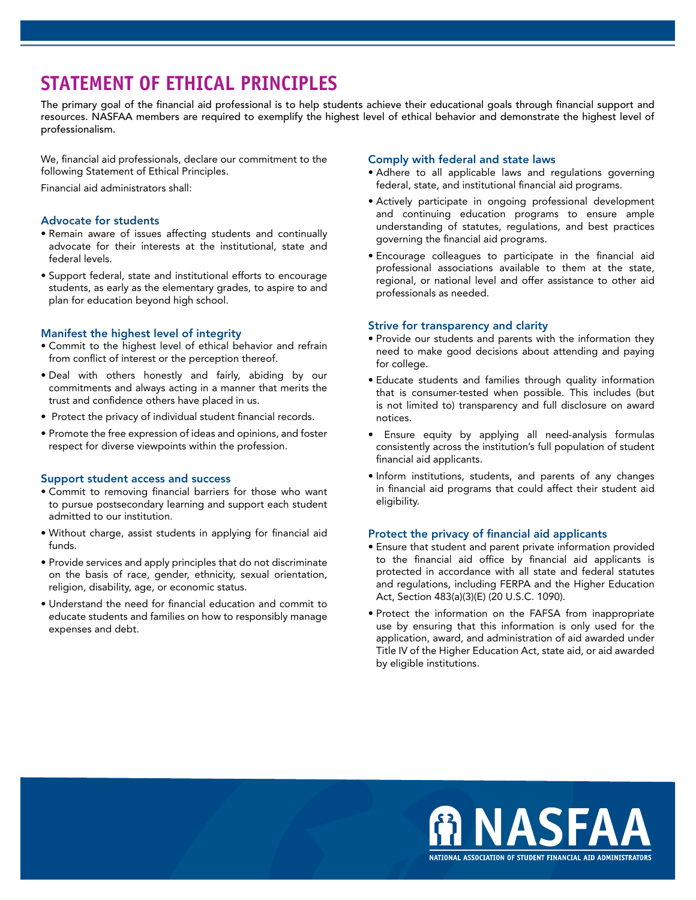# STATEMENT OF ETHICAL PRINCIPLES

The primary goal of the financial aid professional is to help students achieve their educational goals through financial support and resources. NASFAA members are required to exemplify the highest level of ethical behavior and demonstrate the highest level of professionalism.

We, financial aid professionals, declare our commitment to the following Statement of Ethical Principles.

Financial aid administrators shall:

### Advocate for students

- Remain aware of issues affecting students and continually advocate for their interests at the institutional, state and federal levels.
- Support federal, state and institutional efforts to encourage students, as early as the elementary grades, to aspire to and plan for education beyond high school.

### Manifest the highest level of integrity

- Commit to the highest level of ethical behavior and refrain from conflict of interest or the perception thereof.
- Deal with others honestly and fairly, abiding by our commitments and always acting in a manner that merits the trust and confidence others have placed in us.
- Protect the privacy of individual student financial records.
- Promote the free expression of ideas and opinions, and foster respect for diverse viewpoints within the profession.

### Support student access and success

- Commit to removing financial barriers for those who want to pursue postsecondary learning and support each student admitted to our institution.
- Without charge, assist students in applying for financial aid funds.
- Provide services and apply principles that do not discriminate on the basis of race, gender, ethnicity, sexual orientation, religion, disability, age, or economic status.
- Understand the need for financial education and commit to educate students and families on how to responsibly manage expenses and debt.

### Comply with federal and state laws

- Adhere to all applicable laws and regulations governing federal, state, and institutional financial aid programs.
- Actively participate in ongoing professional development and continuing education programs to ensure ample understanding of statutes, regulations, and best practices governing the financial aid programs.
- Encourage colleagues to participate in the financial aid professional associations available to them at the state, regional, or national level and offer assistance to other aid professionals as needed.

### Strive for transparency and clarity

- Provide our students and parents with the information they need to make good decisions about attending and paying for college.
- Educate students and families through quality information that is consumer-tested when possible. This includes (but is not limited to) transparency and full disclosure on award notices.
- Ensure equity by applying all need-analysis formulas consistently across the institution's full population of student financial aid applicants.
- Inform institutions, students, and parents of any changes in financial aid programs that could affect their student aid eligibility.

### Protect the privacy of financial aid applicants

- Ensure that student and parent private information provided to the financial aid office by financial aid applicants is protected in accordance with all state and federal statutes and regulations, including FERPA and the Higher Education Act, Section 483(a)(3)(E) (20 U.S.C. 1090).
- Protect the information on the FAFSA from inappropriate use by ensuring that this information is only used for the application, award, and administration of aid awarded under Title IV of the Higher Education Act, state aid, or aid awarded by eligible institutions.

NASFAA

NATIONAL ASSOCIATION OF STUDENT FINANCIAL AID ADMINISTRATORS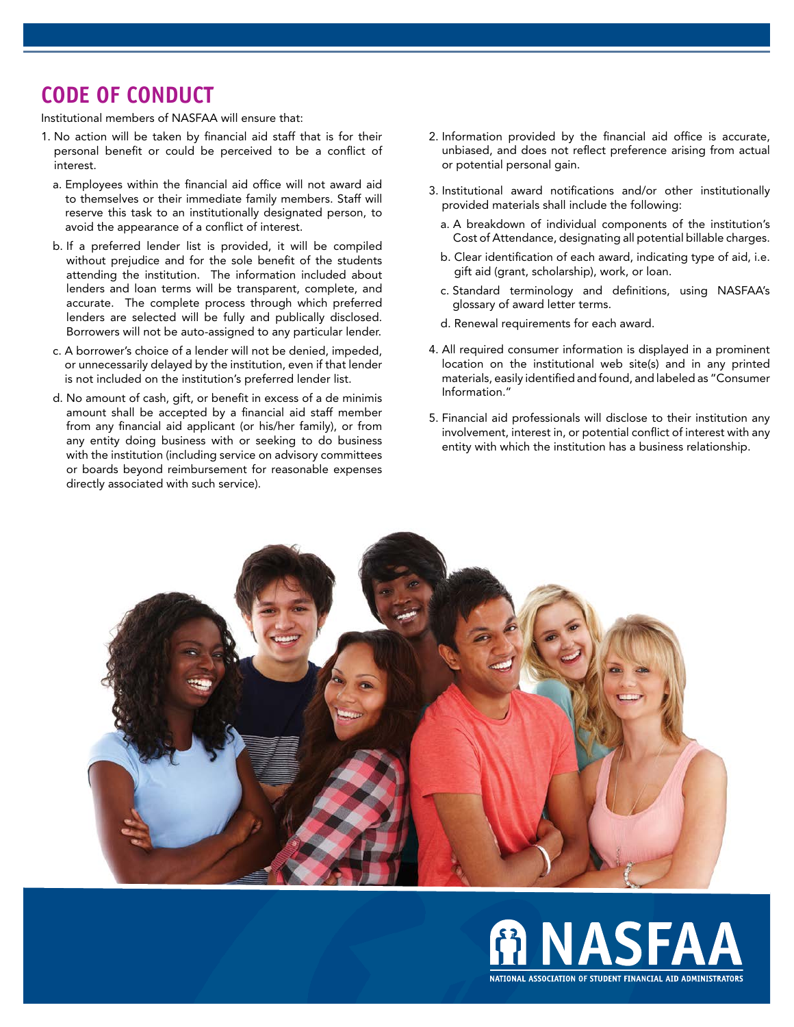## CODE OF CONDUCT

Institutional members of NASFAA will ensure that:

1. No action will be taken by financial aid staff that is for their personal benefit or could be perceived to be a conflict of interest.
   a. Employees within the financial aid office will not award aid to themselves or their immediate family members. Staff will reserve this task to an institutionally designated person, to avoid the appearance of a conflict of interest.
   b. If a preferred lender list is provided, it will be compiled without prejudice and for the sole benefit of the students attending the institution. The information included about lenders and loan terms will be transparent, complete, and accurate. The complete process through which preferred lenders are selected will be fully and publically disclosed. Borrowers will not be auto-assigned to any particular lender.
   c. A borrower's choice of a lender will not be denied, impeded, or unnecessarily delayed by the institution, even if that lender is not included on the institution's preferred lender list.
   d. No amount of cash, gift, or benefit in excess of a de minimis amount shall be accepted by a financial aid staff member from any financial aid applicant (or his/her family), or from any entity doing business with or seeking to do business with the institution (including service on advisory committees or boards beyond reimbursement for reasonable expenses directly associated with such service).
2. Information provided by the financial aid office is accurate, unbiased, and does not reflect preference arising from actual or potential personal gain.
3. Institutional award notifications and/or other institutionally provided materials shall include the following:
   a. A breakdown of individual components of the institution's Cost of Attendance, designating all potential billable charges.
   b. Clear identification of each award, indicating type of aid, i.e. gift aid (grant, scholarship), work, or loan.
   c. Standard terminology and definitions, using NASFAA's glossary of award letter terms.
   d. Renewal requirements for each award.
4. All required consumer information is displayed in a prominent location on the institutional web site(s) and in any printed materials, easily identified and found, and labeled as "Consumer Information."
5. Financial aid professionals will disclose to their institution any involvement, interest in, or potential conflict of interest with any entity with which the institution has a business relationship.

NASFAA

NATIONAL ASSOCIATION OF STUDENT FINANCIAL AID ADMINISTRATORS